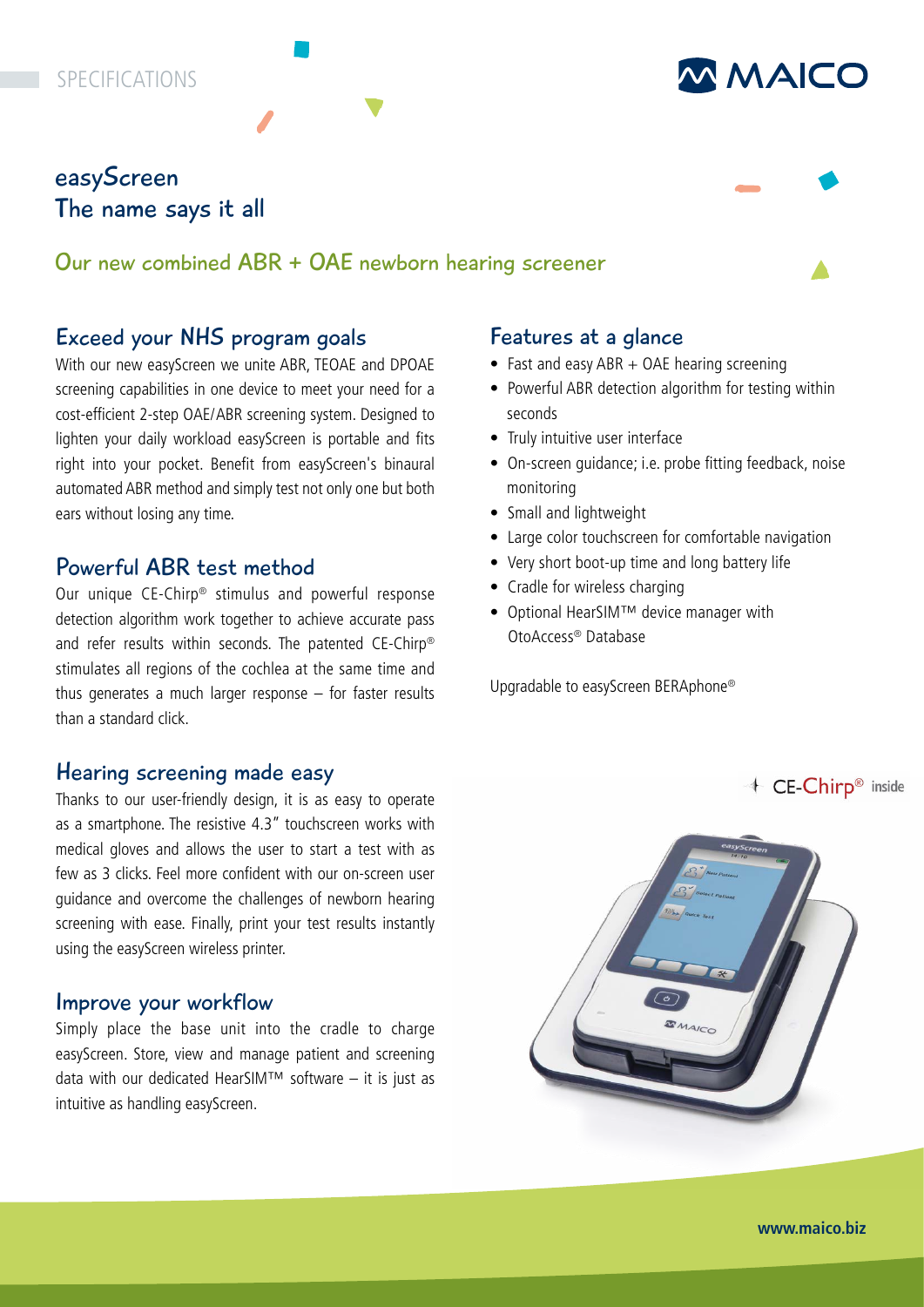SPECIFICATIONS

MAICO

# easyScreen
# The name says it all

## Our new combined ABR + OAE newborn hearing screener

### Exceed your NHS program goals

With our new easyScreen we unite ABR, TEOAE and DPOAE screening capabilities in one device to meet your need for a cost-efficient 2-step OAE/ABR screening system. Designed to lighten your daily workload easyScreen is portable and fits right into your pocket. Benefit from easyScreen's binaural automated ABR method and simply test not only one but both ears without losing any time.

### Powerful ABR test method

Our unique CE-Chirp® stimulus and powerful response detection algorithm work together to achieve accurate pass and refer results within seconds. The patented CE-Chirp® stimulates all regions of the cochlea at the same time and thus generates a much larger response – for faster results than a standard click.

### Hearing screening made easy

Thanks to our user-friendly design, it is as easy to operate as a smartphone. The resistive 4.3" touchscreen works with medical gloves and allows the user to start a test with as few as 3 clicks. Feel more confident with our on-screen user guidance and overcome the challenges of newborn hearing screening with ease. Finally, print your test results instantly using the easyScreen wireless printer.

### Improve your workflow

Simply place the base unit into the cradle to charge easyScreen. Store, view and manage patient and screening data with our dedicated HearSIM™ software – it is just as intuitive as handling easyScreen.

### Features at a glance

- Fast and easy ABR + OAE hearing screening
- Powerful ABR detection algorithm for testing within seconds
- Truly intuitive user interface
- On-screen guidance; i.e. probe fitting feedback, noise monitoring
- Small and lightweight
- Large color touchscreen for comfortable navigation
- Very short boot-up time and long battery life
- Cradle for wireless charging
- Optional HearSIM™ device manager with OtoAccess® Database

Upgradable to easyScreen BERAphone®

CE-Chirp® inside

www.maico.biz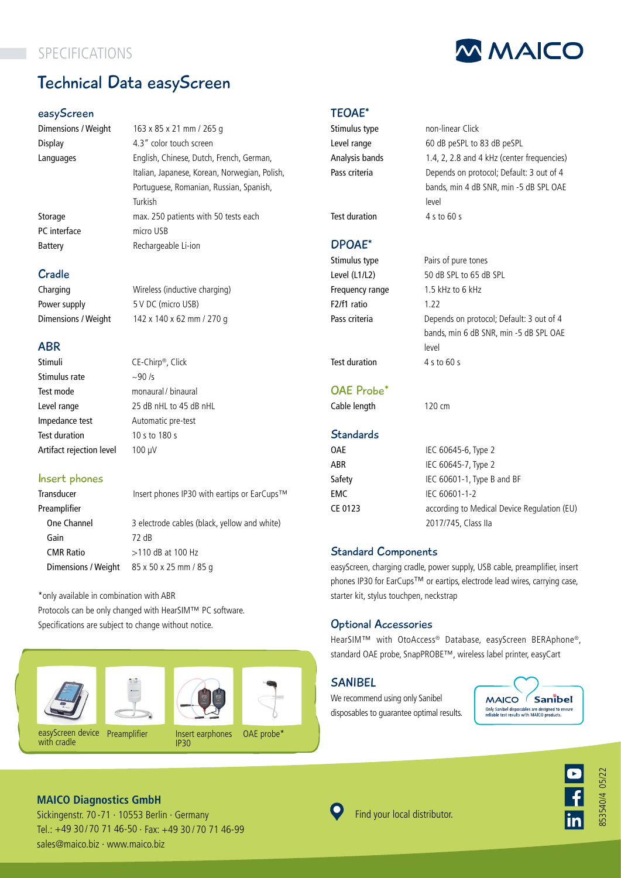SPECIFICATIONS

# Technical Data easyScreen

## easyScreen

| | |
|---|---|
| Dimensions / Weight | 163 x 85 x 21 mm / 265 g |
| Display | 4.3" color touch screen |
| Languages | English, Chinese, Dutch, French, German, Italian, Japanese, Korean, Norwegian, Polish, Portuguese, Romanian, Russian, Spanish, Turkish |
| Storage | max. 250 patients with 50 tests each |
| PC interface | micro USB |
| Battery | Rechargeable Li-ion |

## Cradle

| | |
|---|---|
| Charging | Wireless (inductive charging) |
| Power supply | 5 V DC (micro USB) |
| Dimensions / Weight | 142 x 140 x 62 mm / 270 g |

## ABR

| | |
|---|---|
| Stimuli | CE-Chirp®, Click |
| Stimulus rate | ~90 /s |
| Test mode | monaural / binaural |
| Level range | 25 dB nHL to 45 dB nHL |
| Impedance test | Automatic pre-test |
| Test duration | 10 s to 180 s |
| Artifact rejection level | 100 µV |

## Insert phones

| | |
|---|---|
| Transducer | Insert phones IP30 with eartips or EarCups™ |
| Preamplifier | |
| One Channel | 3 electrode cables (black, yellow and white) |
| Gain | 72 dB |
| CMR Ratio | >110 dB at 100 Hz |
| Dimensions / Weight | 85 x 50 x 25 mm / 85 g |

*only available in combination with ABR

Protocols can be only changed with HearSIM™ PC software.

Specifications are subject to change without notice.

easyScreen device with cradle — Preamplifier — Insert earphones IP30 — OAE probe*

## TEOAE*

| | |
|---|---|
| Stimulus type | non-linear Click |
| Level range | 60 dB peSPL to 83 dB peSPL |
| Analysis bands | 1.4, 2, 2.8 and 4 kHz (center frequencies) |
| Pass criteria | Depends on protocol; Default: 3 out of 4 bands, min 4 dB SNR, min -5 dB SPL OAE level |
| Test duration | 4 s to 60 s |

## DPOAE*

| | |
|---|---|
| Stimulus type | Pairs of pure tones |
| Level (L1/L2) | 50 dB SPL to 65 dB SPL |
| Frequency range | 1.5 kHz to 6 kHz |
| F2/f1 ratio | 1.22 |
| Pass criteria | Depends on protocol; Default: 3 out of 4 bands, min 6 dB SNR, min -5 dB SPL OAE level |
| Test duration | 4 s to 60 s |

## OAE Probe*

| | |
|---|---|
| Cable length | 120 cm |

## Standards

| | |
|---|---|
| OAE | IEC 60645-6, Type 2 |
| ABR | IEC 60645-7, Type 2 |
| Safety | IEC 60601-1, Type B and BF |
| EMC | IEC 60601-1-2 |
| CE 0123 | according to Medical Device Regulation (EU) 2017/745, Class IIa |

## Standard Components

easyScreen, charging cradle, power supply, USB cable, preamplifier, insert phones IP30 for EarCups™ or eartips, electrode lead wires, carrying case, starter kit, stylus touchpen, neckstrap

## Optional Accessories

HearSIM™ with OtoAccess® Database, easyScreen BERAphone®, standard OAE probe, SnapPROBE™, wireless label printer, easyCart

## SANIBEL

We recommend using only Sanibel disposables to guarantee optimal results.

MAICO Sanibel — Only Sanibel disposables are designed to ensure reliable test results with MAICO products.

**MAICO Diagnostics GmbH**
Sickingenstr. 70-71 · 10553 Berlin · Germany
Tel.: +49 30 / 70 71 46-50 · Fax: +49 30 / 70 71 46-99
sales@maico.biz · www.maico.biz

Find your local distributor.

8535540/4 05/22